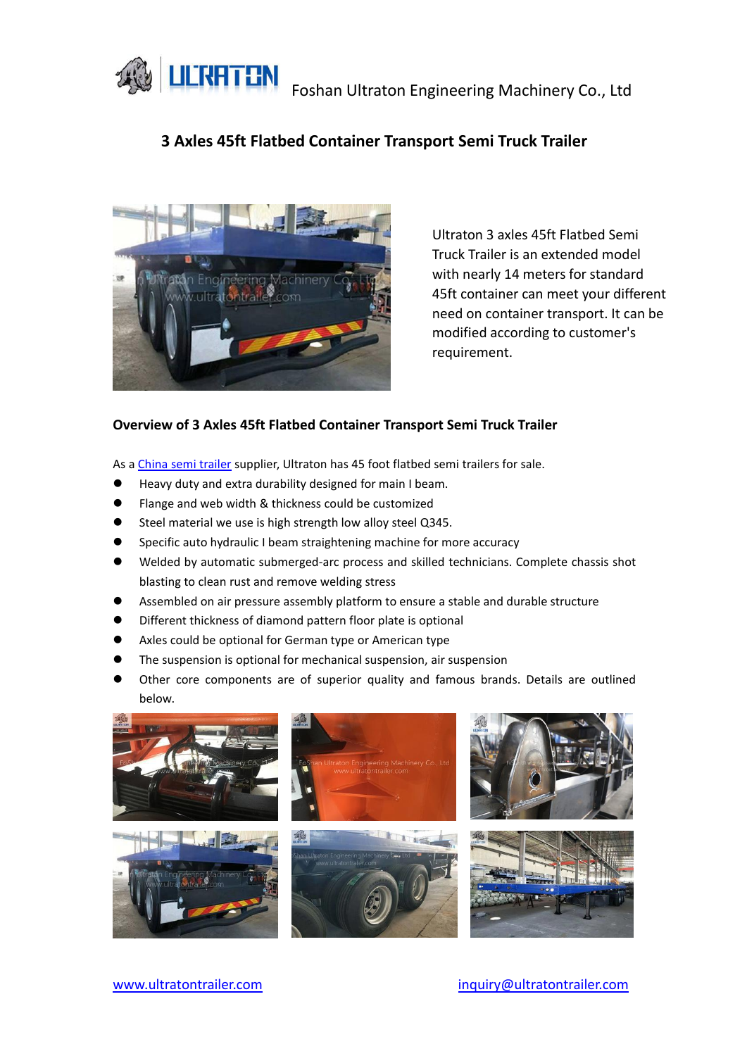Foshan Ultraton Engineering Machinery Co., Ltd

# 3 Axles 45ft Flatbed Container Transport Semi Truck Trailer

Ultraton 3 axles 45ft Flatbed Semi Truck Trailer is an extended model with nearly 14 meters for standard 45ft container can meet your different need on container transport. It can be modified according to customer's requirement.

## Overview of 3 Axles 45ft Flatbed Container Transport Semi Truck Trailer

As a [China semi trailer](#) supplier, Ultraton has 45 foot flatbed semi trailers for sale.

- Heavy duty and extra durability designed for main I beam.
- Flange and web width & thickness could be customized
- Steel material we use is high strength low alloy steel Q345.
- Specific auto hydraulic I beam straightening machine for more accuracy
- Welded by automatic submerged-arc process and skilled technicians. Complete chassis shot blasting to clean rust and remove welding stress
- Assembled on air pressure assembly platform to ensure a stable and durable structure
- Different thickness of diamond pattern floor plate is optional
- Axles could be optional for German type or American type
- The suspension is optional for mechanical suspension, air suspension
- Other core components are of superior quality and famous brands. Details are outlined below.

[www.ultratontrailer.com](http://www.ultratontrailer.com) [inquiry@ultratontrailer.com](mailto:inquiry@ultratontrailer.com)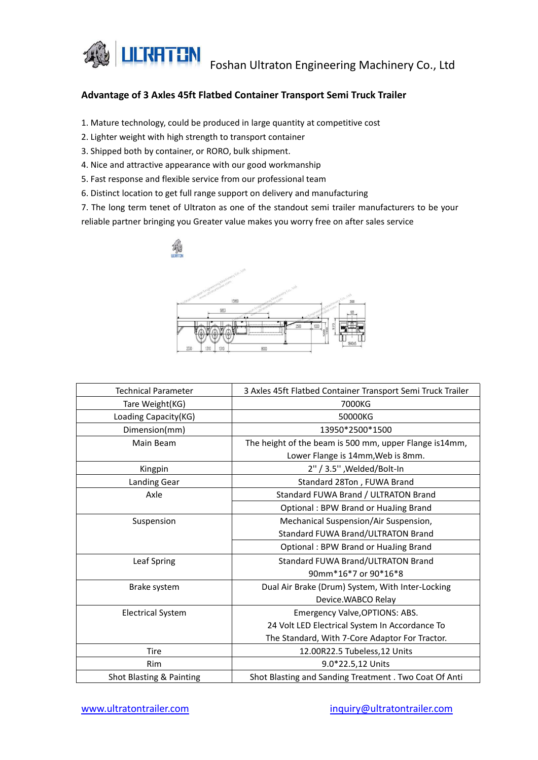## Advantage of 3 Axles 45ft Flatbed Container Transport Semi Truck Trailer

1. Mature technology, could be produced in large quantity at competitive cost
2. Lighter weight with high strength to transport container
3. Shipped both by container, or RORO, bulk shipment.
4. Nice and attractive appearance with our good workmanship
5. Fast response and flexible service from our professional team
6. Distinct location to get full range support on delivery and manufacturing
7. The long term tenet of Ultraton as one of the standout semi trailer manufacturers to be your reliable partner bringing you Greater value makes you worry free on after sales service

| Technical Parameter | 3 Axles 45ft Flatbed Container Transport Semi Truck Trailer |
|---|---|
| Tare Weight(KG) | 7000KG |
| Loading Capacity(KG) | 50000KG |
| Dimension(mm) | 13950*2500*1500 |
| Main Beam | The height of the beam is 500 mm, upper Flange is14mm, Lower Flange is 14mm,Web is 8mm. |
| Kingpin | 2'' / 3.5'' ,Welded/Bolt-In |
| Landing Gear | Standard 28Ton , FUWA Brand |
| Axle | Standard FUWA Brand / ULTRATON Brand |
| | Optional : BPW Brand or HuaJing Brand |
| Suspension | Mechanical Suspension/Air Suspension, Standard FUWA Brand/ULTRATON Brand |
| | Optional : BPW Brand or HuaJing Brand |
| Leaf Spring | Standard FUWA Brand/ULTRATON Brand 90mm*16*7 or 90*16*8 |
| Brake system | Dual Air Brake (Drum) System, With Inter-Locking Device.WABCO Relay |
| Electrical System | Emergency Valve,OPTIONS: ABS. 24 Volt LED Electrical System In Accordance To The Standard, With 7-Core Adaptor For Tractor. |
| Tire | 12.00R22.5 Tubeless,12 Units |
| Rim | 9.0*22.5,12 Units |
| Shot Blasting & Painting | Shot Blasting and Sanding Treatment . Two Coat Of Anti |

www.ultratontrailer.com inquiry@ultratontrailer.com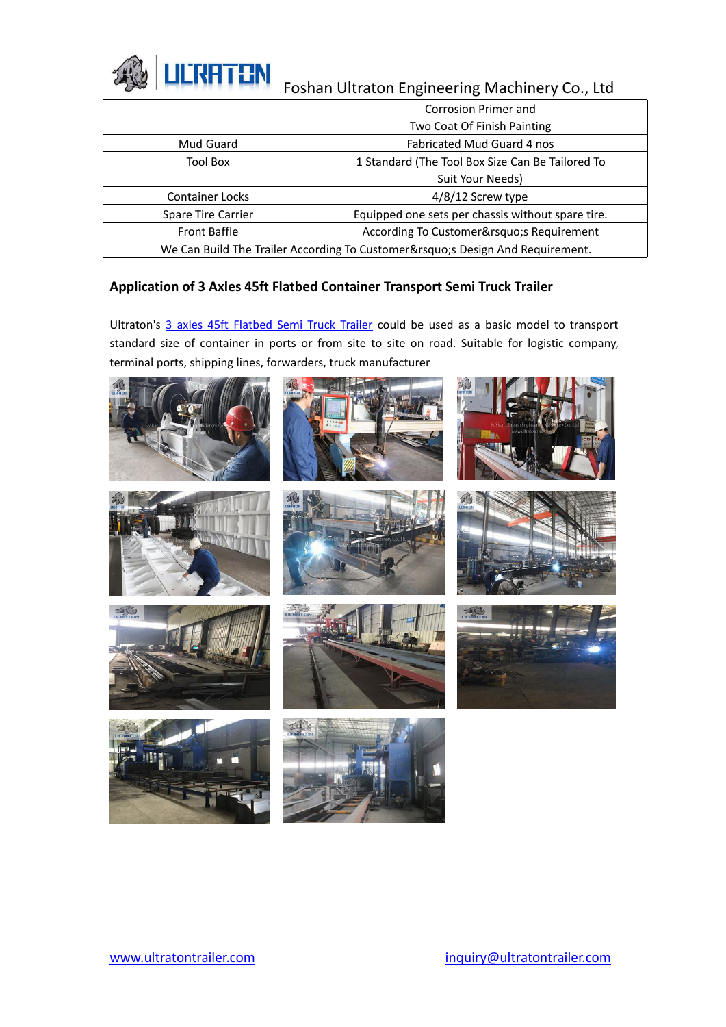| | |
|---|---|
| | Corrosion Primer and Two Coat Of Finish Painting |
| Mud Guard | Fabricated Mud Guard 4 nos |
| Tool Box | 1 Standard (The Tool Box Size Can Be Tailored To Suit Your Needs) |
| Container Locks | 4/8/12 Screw type |
| Spare Tire Carrier | Equipped one sets per chassis without spare tire. |
| Front Baffle | According To Customer&rsquo;s Requirement |
| We Can Build The Trailer According To Customer&rsquo;s Design And Requirement. | |

### Application of 3 Axles 45ft Flatbed Container Transport Semi Truck Trailer

Ultraton's 3 axles 45ft Flatbed Semi Truck Trailer could be used as a basic model to transport standard size of container in ports or from site to site on road. Suitable for logistic company, terminal ports, shipping lines, forwarders, truck manufacturer